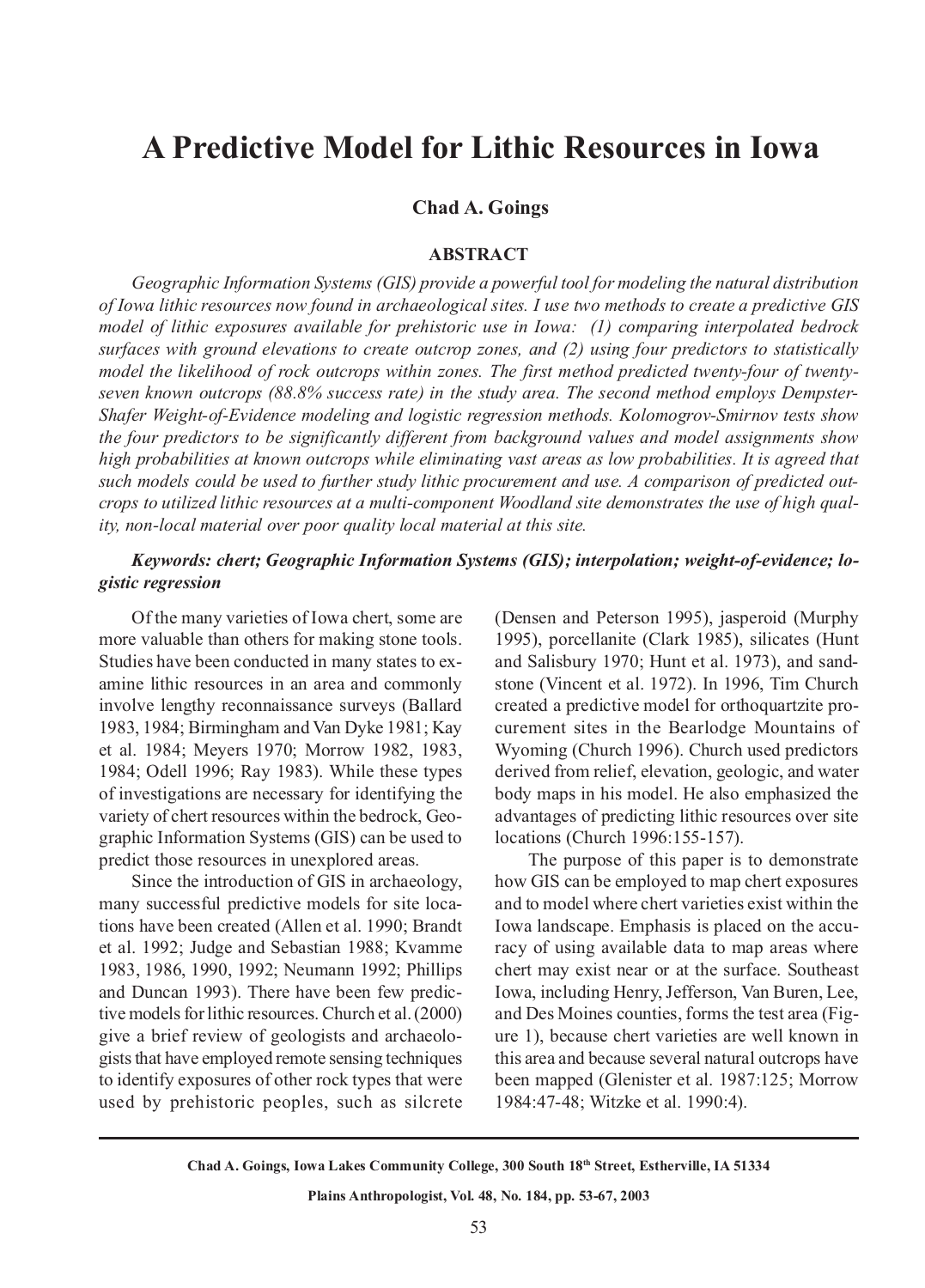# A Predictive Model for Lithic Resources in Iowa

**Chad A. Goings**

## ABSTRACT

*Geographic Information Systems (GIS) provide a powerful tool for modeling the natural distribution of Iowa lithic resources now found in archaeological sites. I use two methods to create a predictive GIS model of lithic exposures available for prehistoric use in Iowa: (1) comparing interpolated bedrock surfaces with ground elevations to create outcrop zones, and (2) using four predictors to statistically model the likelihood of rock outcrops within zones. The first method predicted twenty-four of twenty-seven known outcrops (88.8% success rate) in the study area. The second method employs Dempster-Shafer Weight-of-Evidence modeling and logistic regression methods. Kolomogrov-Smirnov tests show the four predictors to be significantly different from background values and model assignments show high probabilities at known outcrops while eliminating vast areas as low probabilities. It is agreed that such models could be used to further study lithic procurement and use. A comparison of predicted outcrops to utilized lithic resources at a multi-component Woodland site demonstrates the use of high quality, non-local material over poor quality local material at this site.*

***Keywords: chert; Geographic Information Systems (GIS); interpolation; weight-of-evidence; logistic regression***

Of the many varieties of Iowa chert, some are more valuable than others for making stone tools. Studies have been conducted in many states to examine lithic resources in an area and commonly involve lengthy reconnaissance surveys (Ballard 1983, 1984; Birmingham and Van Dyke 1981; Kay et al. 1984; Meyers 1970; Morrow 1982, 1983, 1984; Odell 1996; Ray 1983). While these types of investigations are necessary for identifying the variety of chert resources within the bedrock, Geographic Information Systems (GIS) can be used to predict those resources in unexplored areas.

Since the introduction of GIS in archaeology, many successful predictive models for site locations have been created (Allen et al. 1990; Brandt et al. 1992; Judge and Sebastian 1988; Kvamme 1983, 1986, 1990, 1992; Neumann 1992; Phillips and Duncan 1993). There have been few predictive models for lithic resources. Church et al. (2000) give a brief review of geologists and archaeologists that have employed remote sensing techniques to identify exposures of other rock types that were used by prehistoric peoples, such as silcrete (Densen and Peterson 1995), jasperoid (Murphy 1995), porcellanite (Clark 1985), silicates (Hunt and Salisbury 1970; Hunt et al. 1973), and sandstone (Vincent et al. 1972). In 1996, Tim Church created a predictive model for orthoquartzite procurement sites in the Bearlodge Mountains of Wyoming (Church 1996). Church used predictors derived from relief, elevation, geologic, and water body maps in his model. He also emphasized the advantages of predicting lithic resources over site locations (Church 1996:155-157).

The purpose of this paper is to demonstrate how GIS can be employed to map chert exposures and to model where chert varieties exist within the Iowa landscape. Emphasis is placed on the accuracy of using available data to map areas where chert may exist near or at the surface. Southeast Iowa, including Henry, Jefferson, Van Buren, Lee, and Des Moines counties, forms the test area (Figure 1), because chert varieties are well known in this area and because several natural outcrops have been mapped (Glenister et al. 1987:125; Morrow 1984:47-48; Witzke et al. 1990:4).

Chad A. Goings, Iowa Lakes Community College, 300 South 18th Street, Estherville, IA 51334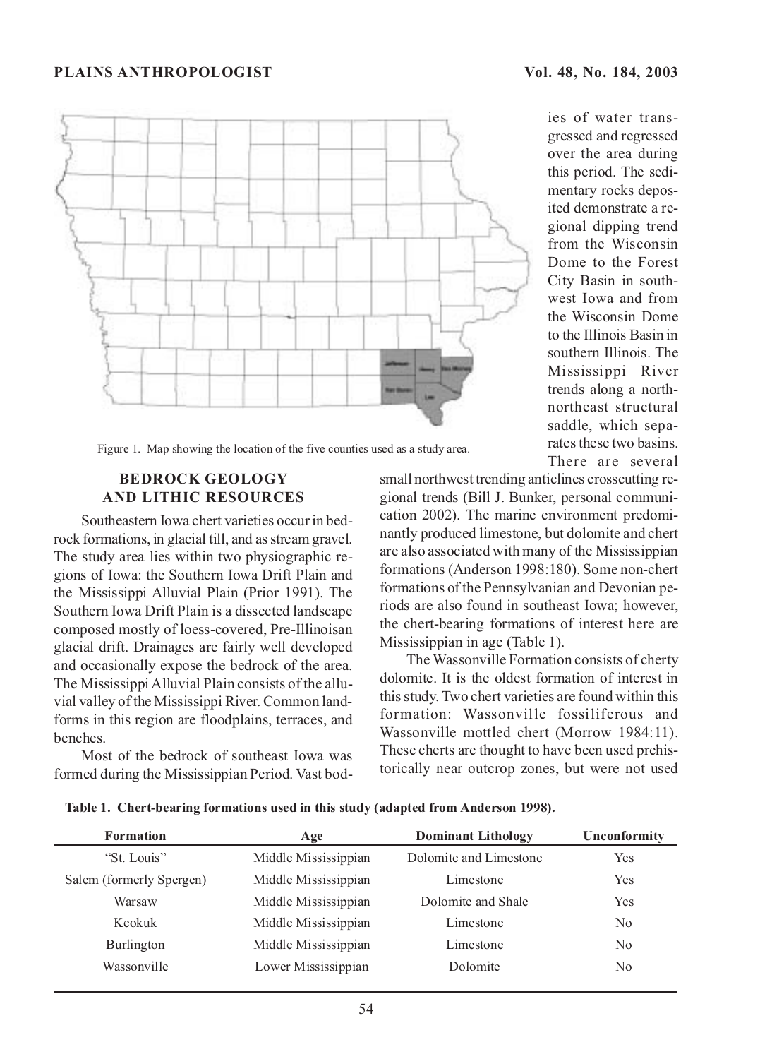Figure 1. Map showing the location of the five counties used as a study area.

ies of water transgressed and regressed over the area during this period. The sedimentary rocks deposited demonstrate a regional dipping trend from the Wisconsin Dome to the Forest City Basin in southwest Iowa and from the Wisconsin Dome to the Illinois Basin in southern Illinois. The Mississippi River trends along a north-northeast structural saddle, which separates these two basins. There are several small northwest trending anticlines crosscutting regional trends (Bill J. Bunker, personal communication 2002). The marine environment predominantly produced limestone, but dolomite and chert are also associated with many of the Mississippian formations (Anderson 1998:180). Some non-chert formations of the Pennsylvanian and Devonian periods are also found in southeast Iowa; however, the chert-bearing formations of interest here are Mississippian in age (Table 1).

## BEDROCK GEOLOGY AND LITHIC RESOURCES

Southeastern Iowa chert varieties occur in bedrock formations, in glacial till, and as stream gravel. The study area lies within two physiographic regions of Iowa: the Southern Iowa Drift Plain and the Mississippi Alluvial Plain (Prior 1991). The Southern Iowa Drift Plain is a dissected landscape composed mostly of loess-covered, Pre-Illinoisan glacial drift. Drainages are fairly well developed and occasionally expose the bedrock of the area. The Mississippi Alluvial Plain consists of the alluvial valley of the Mississippi River. Common landforms in this region are floodplains, terraces, and benches.

Most of the bedrock of southeast Iowa was formed during the Mississippian Period. Vast bodies of water transgressed and regressed over the area during this period.

The Wassonville Formation consists of cherty dolomite. It is the oldest formation of interest in this study. Two chert varieties are found within this formation: Wassonville fossiliferous and Wassonville mottled chert (Morrow 1984:11). These cherts are thought to have been used prehistorically near outcrop zones, but were not used

**Table 1. Chert-bearing formations used in this study (adapted from Anderson 1998).**

| Formation | Age | Dominant Lithology | Unconformity |
|---|---|---|---|
| "St. Louis" | Middle Mississippian | Dolomite and Limestone | Yes |
| Salem (formerly Spergen) | Middle Mississippian | Limestone | Yes |
| Warsaw | Middle Mississippian | Dolomite and Shale | Yes |
| Keokuk | Middle Mississippian | Limestone | No |
| Burlington | Middle Mississippian | Limestone | No |
| Wassonville | Lower Mississippian | Dolomite | No |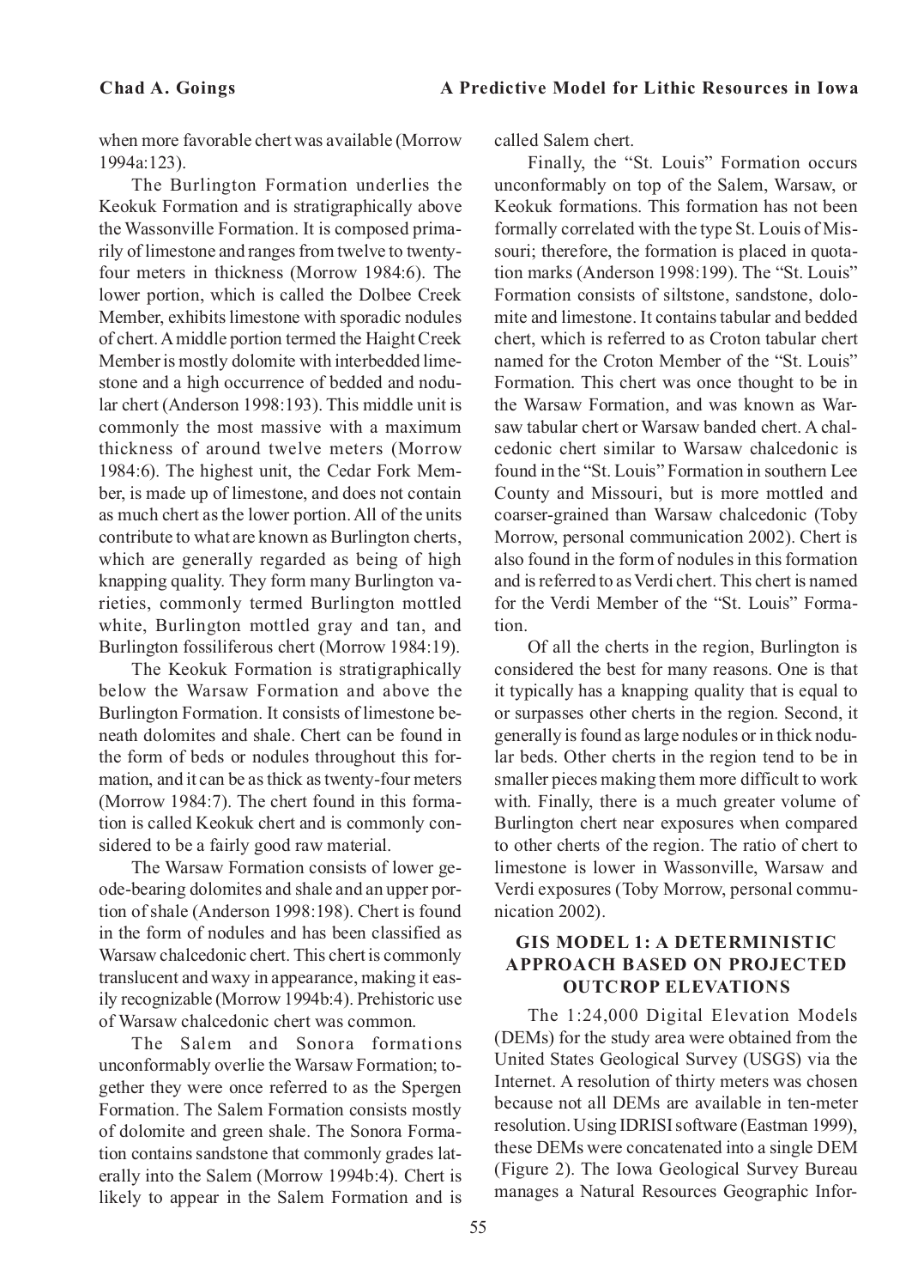when more favorable chert was available (Morrow 1994a:123).

The Burlington Formation underlies the Keokuk Formation and is stratigraphically above the Wassonville Formation. It is composed primarily of limestone and ranges from twelve to twenty-four meters in thickness (Morrow 1984:6). The lower portion, which is called the Dolbee Creek Member, exhibits limestone with sporadic nodules of chert. A middle portion termed the Haight Creek Member is mostly dolomite with interbedded limestone and a high occurrence of bedded and nodular chert (Anderson 1998:193). This middle unit is commonly the most massive with a maximum thickness of around twelve meters (Morrow 1984:6). The highest unit, the Cedar Fork Member, is made up of limestone, and does not contain as much chert as the lower portion. All of the units contribute to what are known as Burlington cherts, which are generally regarded as being of high knapping quality. They form many Burlington varieties, commonly termed Burlington mottled white, Burlington mottled gray and tan, and Burlington fossiliferous chert (Morrow 1984:19).

The Keokuk Formation is stratigraphically below the Warsaw Formation and above the Burlington Formation. It consists of limestone beneath dolomites and shale. Chert can be found in the form of beds or nodules throughout this formation, and it can be as thick as twenty-four meters (Morrow 1984:7). The chert found in this formation is called Keokuk chert and is commonly considered to be a fairly good raw material.

The Warsaw Formation consists of lower geode-bearing dolomites and shale and an upper portion of shale (Anderson 1998:198). Chert is found in the form of nodules and has been classified as Warsaw chalcedonic chert. This chert is commonly translucent and waxy in appearance, making it easily recognizable (Morrow 1994b:4). Prehistoric use of Warsaw chalcedonic chert was common.

The Salem and Sonora formations unconformably overlie the Warsaw Formation; together they were once referred to as the Spergen Formation. The Salem Formation consists mostly of dolomite and green shale. The Sonora Formation contains sandstone that commonly grades laterally into the Salem (Morrow 1994b:4). Chert is likely to appear in the Salem Formation and is called Salem chert.

Finally, the "St. Louis" Formation occurs unconformably on top of the Salem, Warsaw, or Keokuk formations. This formation has not been formally correlated with the type St. Louis of Missouri; therefore, the formation is placed in quotation marks (Anderson 1998:199). The "St. Louis" Formation consists of siltstone, sandstone, dolomite and limestone. It contains tabular and bedded chert, which is referred to as Croton tabular chert named for the Croton Member of the "St. Louis" Formation. This chert was once thought to be in the Warsaw Formation, and was known as Warsaw tabular chert or Warsaw banded chert. A chalcedonic chert similar to Warsaw chalcedonic is found in the "St. Louis" Formation in southern Lee County and Missouri, but is more mottled and coarser-grained than Warsaw chalcedonic (Toby Morrow, personal communication 2002). Chert is also found in the form of nodules in this formation and is referred to as Verdi chert. This chert is named for the Verdi Member of the "St. Louis" Formation.

Of all the cherts in the region, Burlington is considered the best for many reasons. One is that it typically has a knapping quality that is equal to or surpasses other cherts in the region. Second, it generally is found as large nodules or in thick nodular beds. Other cherts in the region tend to be in smaller pieces making them more difficult to work with. Finally, there is a much greater volume of Burlington chert near exposures when compared to other cherts of the region. The ratio of chert to limestone is lower in Wassonville, Warsaw and Verdi exposures (Toby Morrow, personal communication 2002).

## GIS MODEL 1: A DETERMINISTIC APPROACH BASED ON PROJECTED OUTCROP ELEVATIONS

The 1:24,000 Digital Elevation Models (DEMs) for the study area were obtained from the United States Geological Survey (USGS) via the Internet. A resolution of thirty meters was chosen because not all DEMs are available in ten-meter resolution. Using IDRISI software (Eastman 1999), these DEMs were concatenated into a single DEM (Figure 2). The Iowa Geological Survey Bureau manages a Natural Resources Geographic Infor-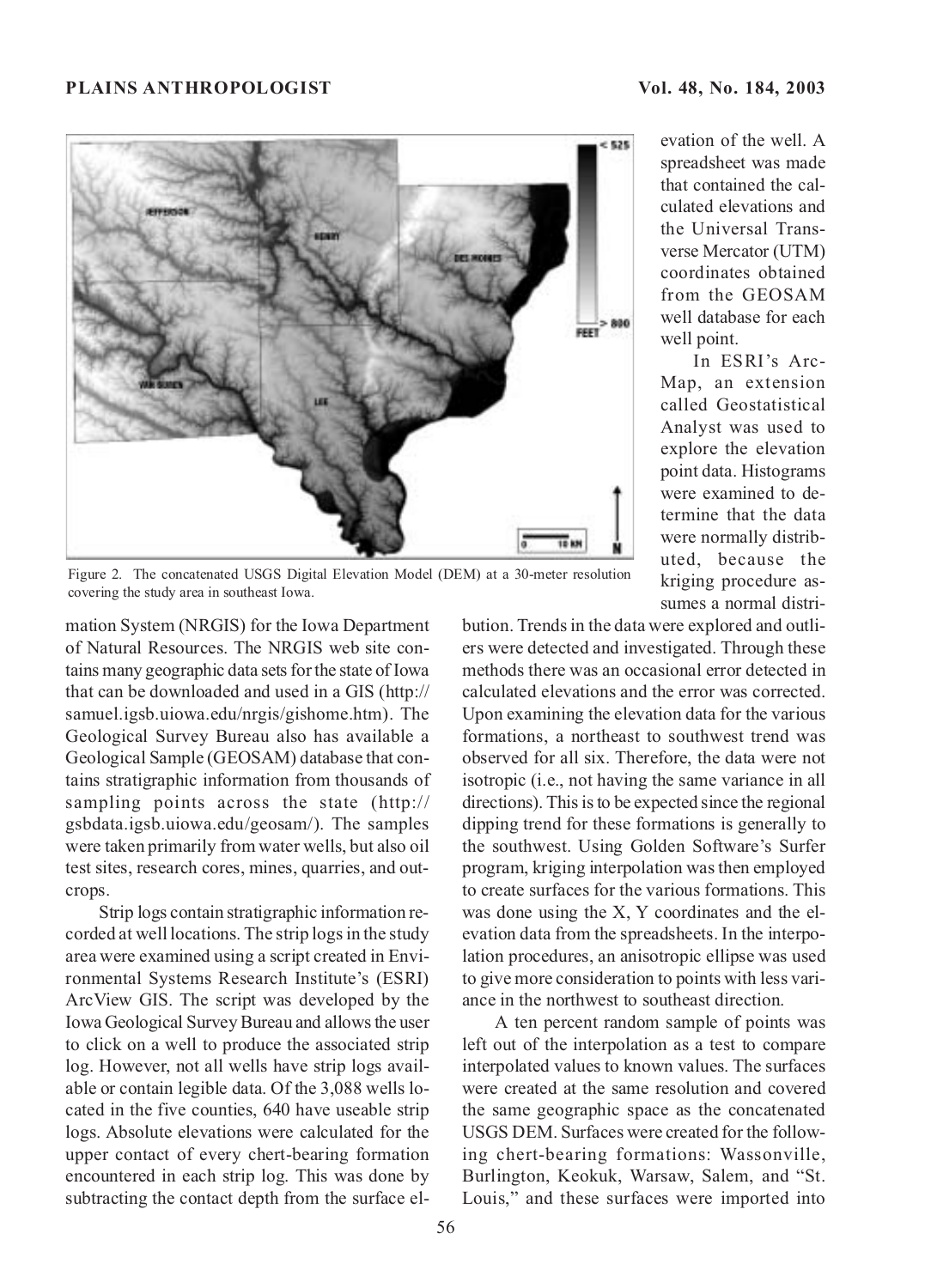Figure 2. The concatenated USGS Digital Elevation Model (DEM) at a 30-meter resolution covering the study area in southeast Iowa.

mation System (NRGIS) for the Iowa Department of Natural Resources. The NRGIS web site contains many geographic data sets for the state of Iowa that can be downloaded and used in a GIS (http://samuel.igsb.uiowa.edu/nrgis/gishome.htm). The Geological Survey Bureau also has available a Geological Sample (GEOSAM) database that contains stratigraphic information from thousands of sampling points across the state (http://gsbdata.igsb.uiowa.edu/geosam/). The samples were taken primarily from water wells, but also oil test sites, research cores, mines, quarries, and outcrops.

Strip logs contain stratigraphic information recorded at well locations. The strip logs in the study area were examined using a script created in Environmental Systems Research Institute's (ESRI) ArcView GIS. The script was developed by the Iowa Geological Survey Bureau and allows the user to click on a well to produce the associated strip log. However, not all wells have strip logs available or contain legible data. Of the 3,088 wells located in the five counties, 640 have useable strip logs. Absolute elevations were calculated for the upper contact of every chert-bearing formation encountered in each strip log. This was done by subtracting the contact depth from the surface elevation of the well. A spreadsheet was made that contained the calculated elevations and the Universal Transverse Mercator (UTM) coordinates obtained from the GEOSAM well database for each well point.

In ESRI's ArcMap, an extension called Geostatistical Analyst was used to explore the elevation point data. Histograms were examined to determine that the data were normally distributed, because the kriging procedure assumes a normal distribution. Trends in the data were explored and outliers were detected and investigated. Through these methods there was an occasional error detected in calculated elevations and the error was corrected. Upon examining the elevation data for the various formations, a northeast to southwest trend was observed for all six. Therefore, the data were not isotropic (i.e., not having the same variance in all directions). This is to be expected since the regional dipping trend for these formations is generally to the southwest. Using Golden Software's Surfer program, kriging interpolation was then employed to create surfaces for the various formations. This was done using the X, Y coordinates and the elevation data from the spreadsheets. In the interpolation procedures, an anisotropic ellipse was used to give more consideration to points with less variance in the northwest to southeast direction.

A ten percent random sample of points was left out of the interpolation as a test to compare interpolated values to known values. The surfaces were created at the same resolution and covered the same geographic space as the concatenated USGS DEM. Surfaces were created for the following chert-bearing formations: Wassonville, Burlington, Keokuk, Warsaw, Salem, and "St. Louis," and these surfaces were imported into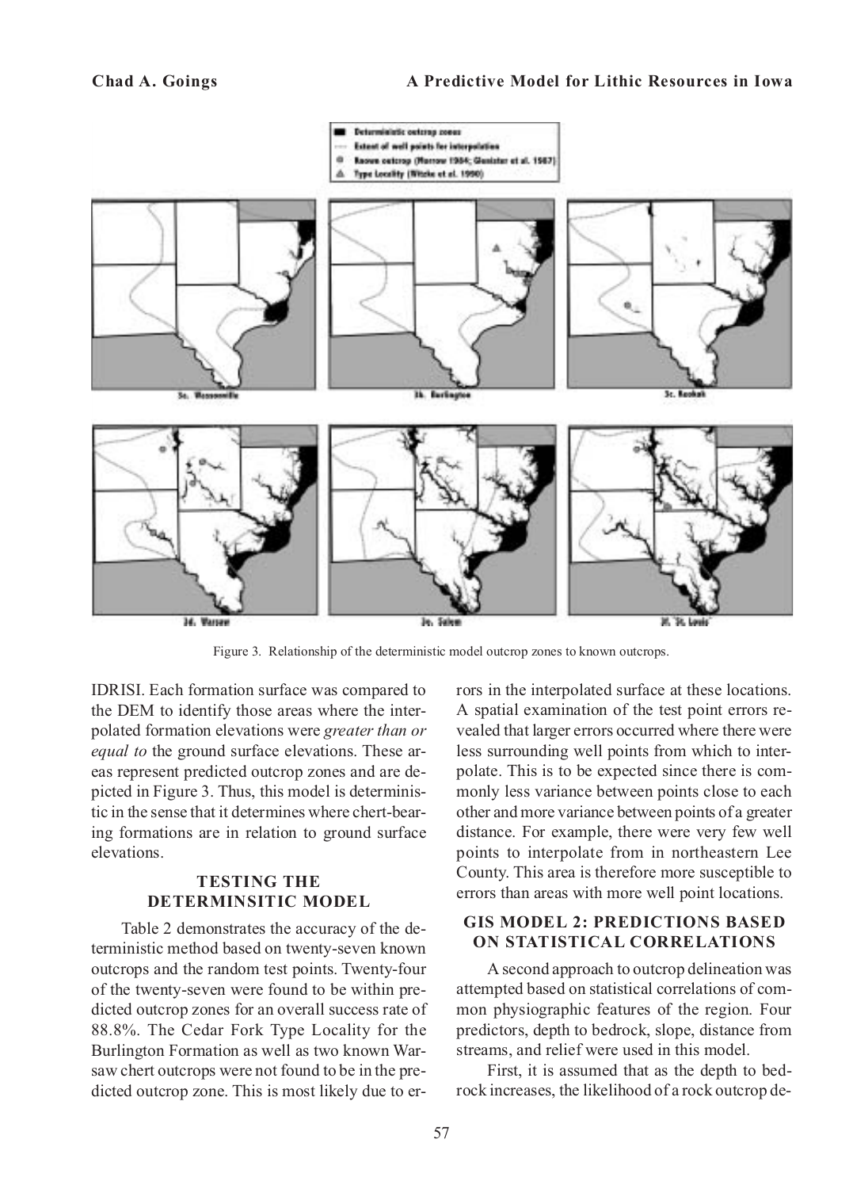Figure 3. Relationship of the deterministic model outcrop zones to known outcrops.

IDRISI. Each formation surface was compared to the DEM to identify those areas where the interpolated formation elevations were *greater than or equal to* the ground surface elevations. These areas represent predicted outcrop zones and are depicted in Figure 3. Thus, this model is deterministic in the sense that it determines where chert-bearing formations are in relation to ground surface elevations.

## TESTING THE DETERMINSITIC MODEL

Table 2 demonstrates the accuracy of the deterministic method based on twenty-seven known outcrops and the random test points. Twenty-four of the twenty-seven were found to be within predicted outcrop zones for an overall success rate of 88.8%. The Cedar Fork Type Locality for the Burlington Formation as well as two known Warsaw chert outcrops were not found to be in the predicted outcrop zone. This is most likely due to errors in the interpolated surface at these locations. A spatial examination of the test point errors revealed that larger errors occurred where there were less surrounding well points from which to interpolate. This is to be expected since there is commonly less variance between points close to each other and more variance between points of a greater distance. For example, there were very few well points to interpolate from in northeastern Lee County. This area is therefore more susceptible to errors than areas with more well point locations.

## GIS MODEL 2: PREDICTIONS BASED ON STATISTICAL CORRELATIONS

A second approach to outcrop delineation was attempted based on statistical correlations of common physiographic features of the region. Four predictors, depth to bedrock, slope, distance from streams, and relief were used in this model.

First, it is assumed that as the depth to bedrock increases, the likelihood of a rock outcrop de-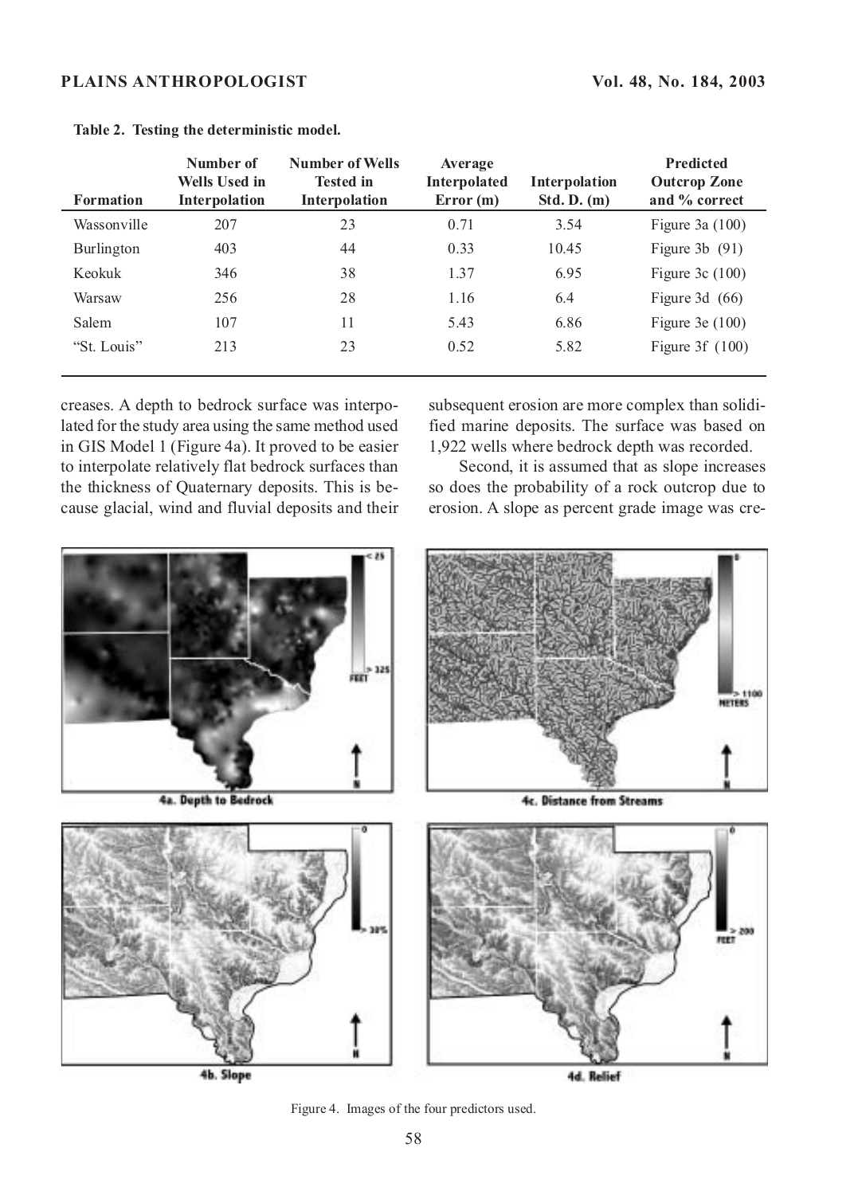**Table 2. Testing the deterministic model.**

| Formation | Number of Wells Used in Interpolation | Number of Wells Tested in Interpolation | Average Interpolated Error (m) | Interpolation Std. D. (m) | Predicted Outcrop Zone and % correct |
|---|---|---|---|---|---|
| Wassonville | 207 | 23 | 0.71 | 3.54 | Figure 3a (100) |
| Burlington | 403 | 44 | 0.33 | 10.45 | Figure 3b (91) |
| Keokuk | 346 | 38 | 1.37 | 6.95 | Figure 3c (100) |
| Warsaw | 256 | 28 | 1.16 | 6.4 | Figure 3d (66) |
| Salem | 107 | 11 | 5.43 | 6.86 | Figure 3e (100) |
| "St. Louis" | 213 | 23 | 0.52 | 5.82 | Figure 3f (100) |

creases. A depth to bedrock surface was interpolated for the study area using the same method used in GIS Model 1 (Figure 4a). It proved to be easier to interpolate relatively flat bedrock surfaces than the thickness of Quaternary deposits. This is because glacial, wind and fluvial deposits and their subsequent erosion are more complex than solidified marine deposits. The surface was based on 1,922 wells where bedrock depth was recorded.

Second, it is assumed that as slope increases so does the probability of a rock outcrop due to erosion. A slope as percent grade image was cre-

4a. Depth to Bedrock

4c. Distance from Streams

4b. Slope

4d. Relief

Figure 4. Images of the four predictors used.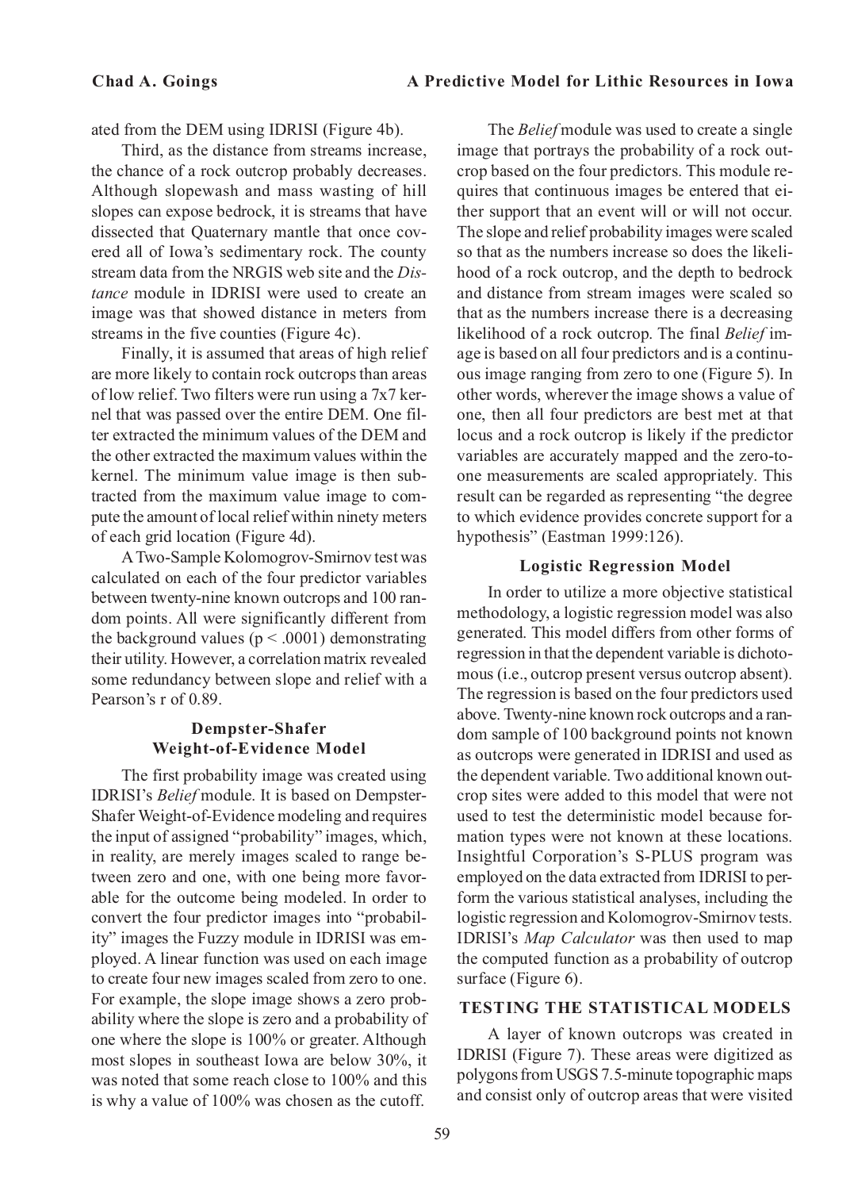ated from the DEM using IDRISI (Figure 4b).

Third, as the distance from streams increase, the chance of a rock outcrop probably decreases. Although slopewash and mass wasting of hill slopes can expose bedrock, it is streams that have dissected that Quaternary mantle that once covered all of Iowa's sedimentary rock. The county stream data from the NRGIS web site and the *Distance* module in IDRISI were used to create an image was that showed distance in meters from streams in the five counties (Figure 4c).

Finally, it is assumed that areas of high relief are more likely to contain rock outcrops than areas of low relief. Two filters were run using a 7x7 kernel that was passed over the entire DEM. One filter extracted the minimum values of the DEM and the other extracted the maximum values within the kernel. The minimum value image is then subtracted from the maximum value image to compute the amount of local relief within ninety meters of each grid location (Figure 4d).

A Two-Sample Kolomogrov-Smirnov test was calculated on each of the four predictor variables between twenty-nine known outcrops and 100 random points. All were significantly different from the background values ($p < .0001$) demonstrating their utility. However, a correlation matrix revealed some redundancy between slope and relief with a Pearson's r of 0.89.

### Dempster-Shafer Weight-of-Evidence Model

The first probability image was created using IDRISI's *Belief* module. It is based on Dempster-Shafer Weight-of-Evidence modeling and requires the input of assigned "probability" images, which, in reality, are merely images scaled to range between zero and one, with one being more favorable for the outcome being modeled. In order to convert the four predictor images into "probability" images the Fuzzy module in IDRISI was employed. A linear function was used on each image to create four new images scaled from zero to one. For example, the slope image shows a zero probability where the slope is zero and a probability of one where the slope is 100% or greater. Although most slopes in southeast Iowa are below 30%, it was noted that some reach close to 100% and this is why a value of 100% was chosen as the cutoff.

The *Belief* module was used to create a single image that portrays the probability of a rock outcrop based on the four predictors. This module requires that continuous images be entered that either support that an event will or will not occur. The slope and relief probability images were scaled so that as the numbers increase so does the likelihood of a rock outcrop, and the depth to bedrock and distance from stream images were scaled so that as the numbers increase there is a decreasing likelihood of a rock outcrop. The final *Belief* image is based on all four predictors and is a continuous image ranging from zero to one (Figure 5). In other words, wherever the image shows a value of one, then all four predictors are best met at that locus and a rock outcrop is likely if the predictor variables are accurately mapped and the zero-to-one measurements are scaled appropriately. This result can be regarded as representing "the degree to which evidence provides concrete support for a hypothesis" (Eastman 1999:126).

### Logistic Regression Model

In order to utilize a more objective statistical methodology, a logistic regression model was also generated. This model differs from other forms of regression in that the dependent variable is dichotomous (i.e., outcrop present versus outcrop absent). The regression is based on the four predictors used above. Twenty-nine known rock outcrops and a random sample of 100 background points not known as outcrops were generated in IDRISI and used as the dependent variable. Two additional known outcrop sites were added to this model that were not used to test the deterministic model because formation types were not known at these locations. Insightful Corporation's S-PLUS program was employed on the data extracted from IDRISI to perform the various statistical analyses, including the logistic regression and Kolomogrov-Smirnov tests. IDRISI's *Map Calculator* was then used to map the computed function as a probability of outcrop surface (Figure 6).

## TESTING THE STATISTICAL MODELS

A layer of known outcrops was created in IDRISI (Figure 7). These areas were digitized as polygons from USGS 7.5-minute topographic maps and consist only of outcrop areas that were visited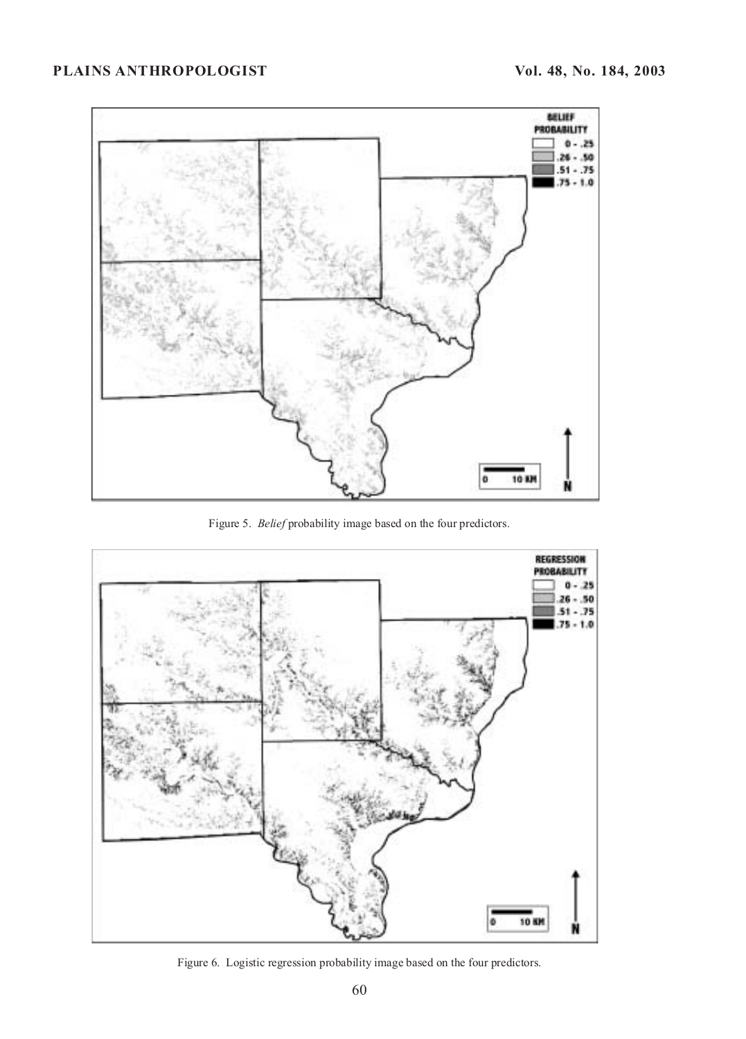Figure 5. *Belief* probability image based on the four predictors.

Figure 6. Logistic regression probability image based on the four predictors.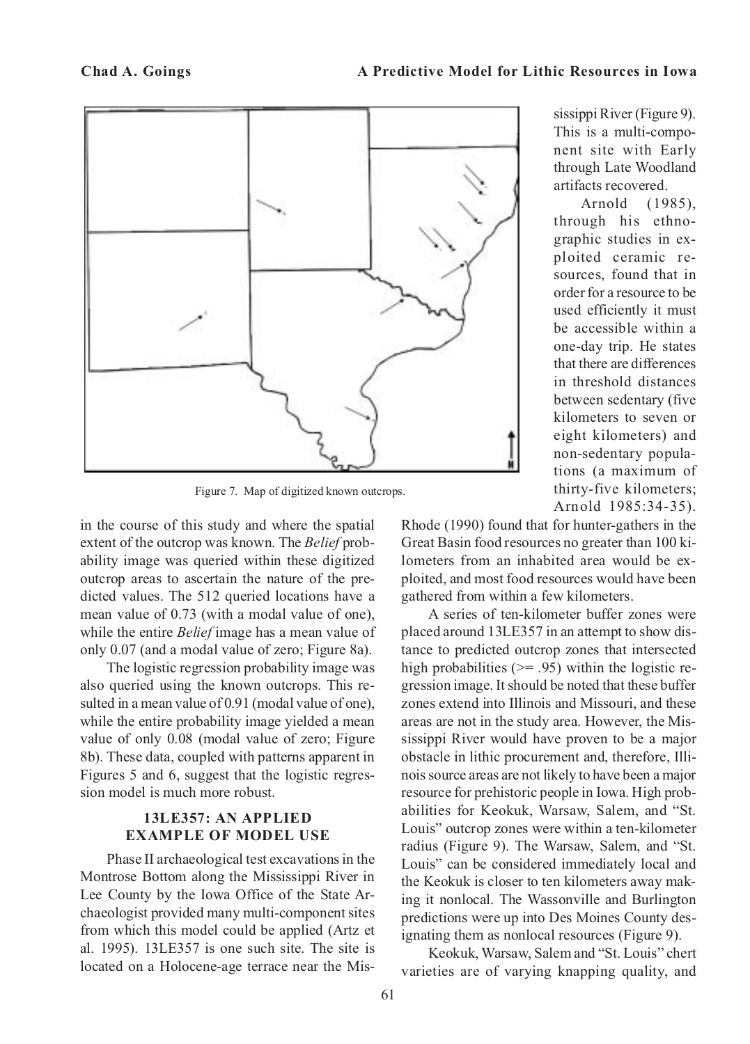Figure 7. Map of digitized known outcrops.

in the course of this study and where the spatial extent of the outcrop was known. The *Belief* probability image was queried within these digitized outcrop areas to ascertain the nature of the predicted values. The 512 queried locations have a mean value of 0.73 (with a modal value of one), while the entire *Belief* image has a mean value of only 0.07 (and a modal value of zero; Figure 8a).

The logistic regression probability image was also queried using the known outcrops. This resulted in a mean value of 0.91 (modal value of one), while the entire probability image yielded a mean value of only 0.08 (modal value of zero; Figure 8b). These data, coupled with patterns apparent in Figures 5 and 6, suggest that the logistic regression model is much more robust.

## 13LE357: AN APPLIED EXAMPLE OF MODEL USE

Phase II archaeological test excavations in the Montrose Bottom along the Mississippi River in Lee County by the Iowa Office of the State Archaeologist provided many multi-component sites from which this model could be applied (Artz et al. 1995). 13LE357 is one such site. The site is located on a Holocene-age terrace near the Mississippi River (Figure 9). This is a multi-component site with Early through Late Woodland artifacts recovered.

Arnold (1985), through his ethnographic studies in exploited ceramic resources, found that in order for a resource to be used efficiently it must be accessible within a one-day trip. He states that there are differences in threshold distances between sedentary (five kilometers to seven or eight kilometers) and non-sedentary populations (a maximum of thirty-five kilometers; Arnold 1985:34-35). Rhode (1990) found that for hunter-gathers in the Great Basin food resources no greater than 100 kilometers from an inhabited area would be exploited, and most food resources would have been gathered from within a few kilometers.

A series of ten-kilometer buffer zones were placed around 13LE357 in an attempt to show distance to predicted outcrop zones that intersected high probabilities (>= .95) within the logistic regression image. It should be noted that these buffer zones extend into Illinois and Missouri, and these areas are not in the study area. However, the Mississippi River would have proven to be a major obstacle in lithic procurement and, therefore, Illinois source areas are not likely to have been a major resource for prehistoric people in Iowa. High probabilities for Keokuk, Warsaw, Salem, and "St. Louis" outcrop zones were within a ten-kilometer radius (Figure 9). The Warsaw, Salem, and "St. Louis" can be considered immediately local and the Keokuk is closer to ten kilometers away making it nonlocal. The Wassonville and Burlington predictions were up into Des Moines County designating them as nonlocal resources (Figure 9).

Keokuk, Warsaw, Salem and "St. Louis" chert varieties are of varying knapping quality, and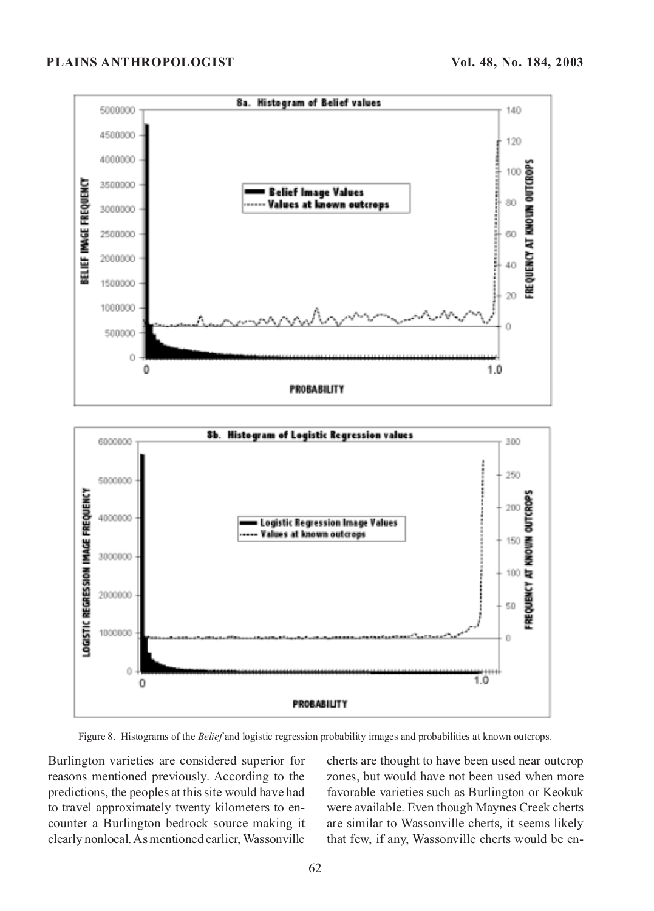Figure 8. Histograms of the *Belief* and logistic regression probability images and probabilities at known outcrops.

Burlington varieties are considered superior for reasons mentioned previously. According to the predictions, the peoples at this site would have had to travel approximately twenty kilometers to encounter a Burlington bedrock source making it clearly nonlocal. As mentioned earlier, Wassonville cherts are thought to have been used near outcrop zones, but would have not been used when more favorable varieties such as Burlington or Keokuk were available. Even though Maynes Creek cherts are similar to Wassonville cherts, it seems likely that few, if any, Wassonville cherts would be en-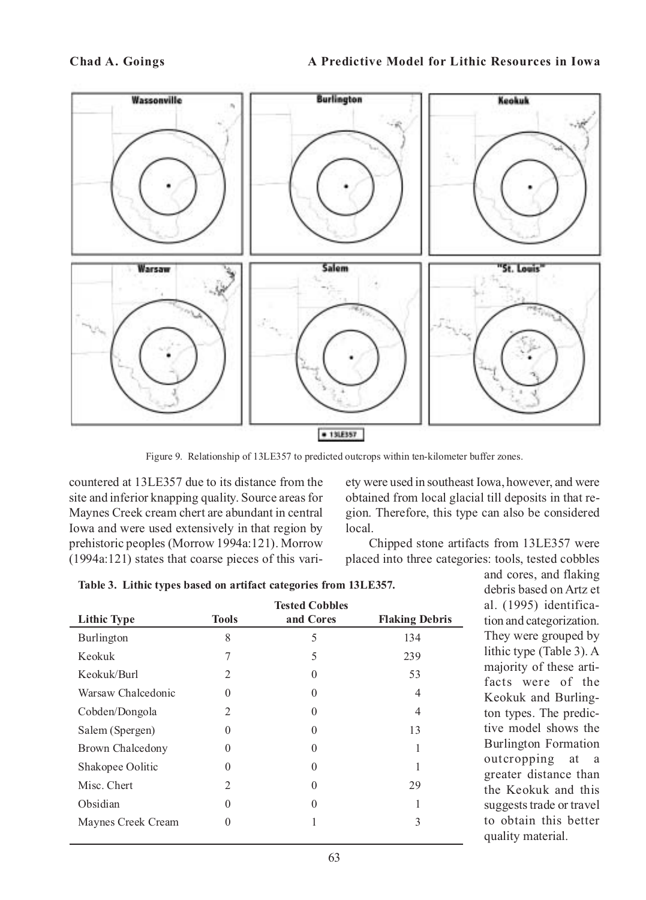Figure 9. Relationship of 13LE357 to predicted outcrops within ten-kilometer buffer zones.

countered at 13LE357 due to its distance from the site and inferior knapping quality. Source areas for Maynes Creek cream chert are abundant in central Iowa and were used extensively in that region by prehistoric peoples (Morrow 1994a:121). Morrow (1994a:121) states that coarse pieces of this variety were used in southeast Iowa, however, and were obtained from local glacial till deposits in that region. Therefore, this type can also be considered local.

Chipped stone artifacts from 13LE357 were placed into three categories: tools, tested cobbles and cores, and flaking debris based on Artz et al. (1995) identification and categorization. They were grouped by lithic type (Table 3). A majority of these artifacts were of the Keokuk and Burlington types. The predictive model shows the Burlington Formation outcropping at a greater distance than the Keokuk and this suggests trade or travel to obtain this better quality material.

**Table 3. Lithic types based on artifact categories from 13LE357.**

| Lithic Type | Tools | Tested Cobbles and Cores | Flaking Debris |
|---|---|---|---|
| Burlington | 8 | 5 | 134 |
| Keokuk | 7 | 5 | 239 |
| Keokuk/Burl | 2 | 0 | 53 |
| Warsaw Chalcedonic | 0 | 0 | 4 |
| Cobden/Dongola | 2 | 0 | 4 |
| Salem (Spergen) | 0 | 0 | 13 |
| Brown Chalcedony | 0 | 0 | 1 |
| Shakopee Oolitic | 0 | 0 | 1 |
| Misc. Chert | 2 | 0 | 29 |
| Obsidian | 0 | 0 | 1 |
| Maynes Creek Cream | 0 | 1 | 3 |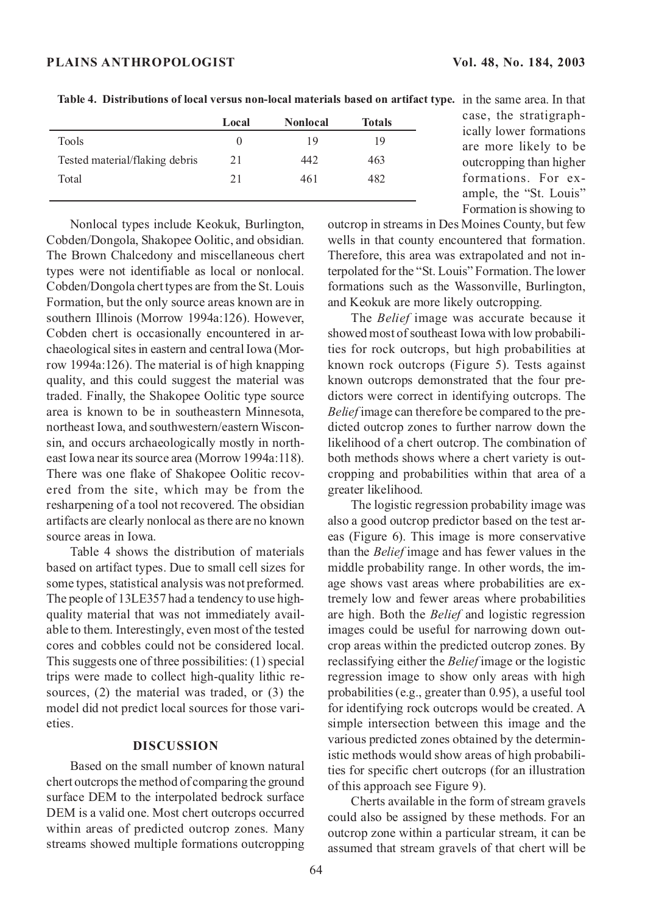**Table 4. Distributions of local versus non-local materials based on artifact type.**

| | Local | Nonlocal | Totals |
|---|---|---|---|
| Tools | 0 | 19 | 19 |
| Tested material/flaking debris | 21 | 442 | 463 |
| Total | 21 | 461 | 482 |

Nonlocal types include Keokuk, Burlington, Cobden/Dongola, Shakopee Oolitic, and obsidian. The Brown Chalcedony and miscellaneous chert types were not identifiable as local or nonlocal. Cobden/Dongola chert types are from the St. Louis Formation, but the only source areas known are in southern Illinois (Morrow 1994a:126). However, Cobden chert is occasionally encountered in archaeological sites in eastern and central Iowa (Morrow 1994a:126). The material is of high knapping quality, and this could suggest the material was traded. Finally, the Shakopee Oolitic type source area is known to be in southeastern Minnesota, northeast Iowa, and southwestern/eastern Wisconsin, and occurs archaeologically mostly in northeast Iowa near its source area (Morrow 1994a:118). There was one flake of Shakopee Oolitic recovered from the site, which may be from the resharpening of a tool not recovered. The obsidian artifacts are clearly nonlocal as there are no known source areas in Iowa.

Table 4 shows the distribution of materials based on artifact types. Due to small cell sizes for some types, statistical analysis was not preformed. The people of 13LE357 had a tendency to use high-quality material that was not immediately available to them. Interestingly, even most of the tested cores and cobbles could not be considered local. This suggests one of three possibilities: (1) special trips were made to collect high-quality lithic resources, (2) the material was traded, or (3) the model did not predict local sources for those varieties.

## DISCUSSION

Based on the small number of known natural chert outcrops the method of comparing the ground surface DEM to the interpolated bedrock surface DEM is a valid one. Most chert outcrops occurred within areas of predicted outcrop zones. Many streams showed multiple formations outcropping in the same area. In that case, the stratigraphically lower formations are more likely to be outcropping than higher formations. For example, the "St. Louis" Formation is showing to outcrop in streams in Des Moines County, but few wells in that county encountered that formation. Therefore, this area was extrapolated and not interpolated for the "St. Louis" Formation. The lower formations such as the Wassonville, Burlington, and Keokuk are more likely outcropping.

The *Belief* image was accurate because it showed most of southeast Iowa with low probabilities for rock outcrops, but high probabilities at known rock outcrops (Figure 5). Tests against known outcrops demonstrated that the four predictors were correct in identifying outcrops. The *Belief* image can therefore be compared to the predicted outcrop zones to further narrow down the likelihood of a chert outcrop. The combination of both methods shows where a chert variety is outcropping and probabilities within that area of a greater likelihood.

The logistic regression probability image was also a good outcrop predictor based on the test areas (Figure 6). This image is more conservative than the *Belief* image and has fewer values in the middle probability range. In other words, the image shows vast areas where probabilities are extremely low and fewer areas where probabilities are high. Both the *Belief* and logistic regression images could be useful for narrowing down outcrop areas within the predicted outcrop zones. By reclassifying either the *Belief* image or the logistic regression image to show only areas with high probabilities (e.g., greater than 0.95), a useful tool for identifying rock outcrops would be created. A simple intersection between this image and the various predicted zones obtained by the deterministic methods would show areas of high probabilities for specific chert outcrops (for an illustration of this approach see Figure 9).

Cherts available in the form of stream gravels could also be assigned by these methods. For an outcrop zone within a particular stream, it can be assumed that stream gravels of that chert will be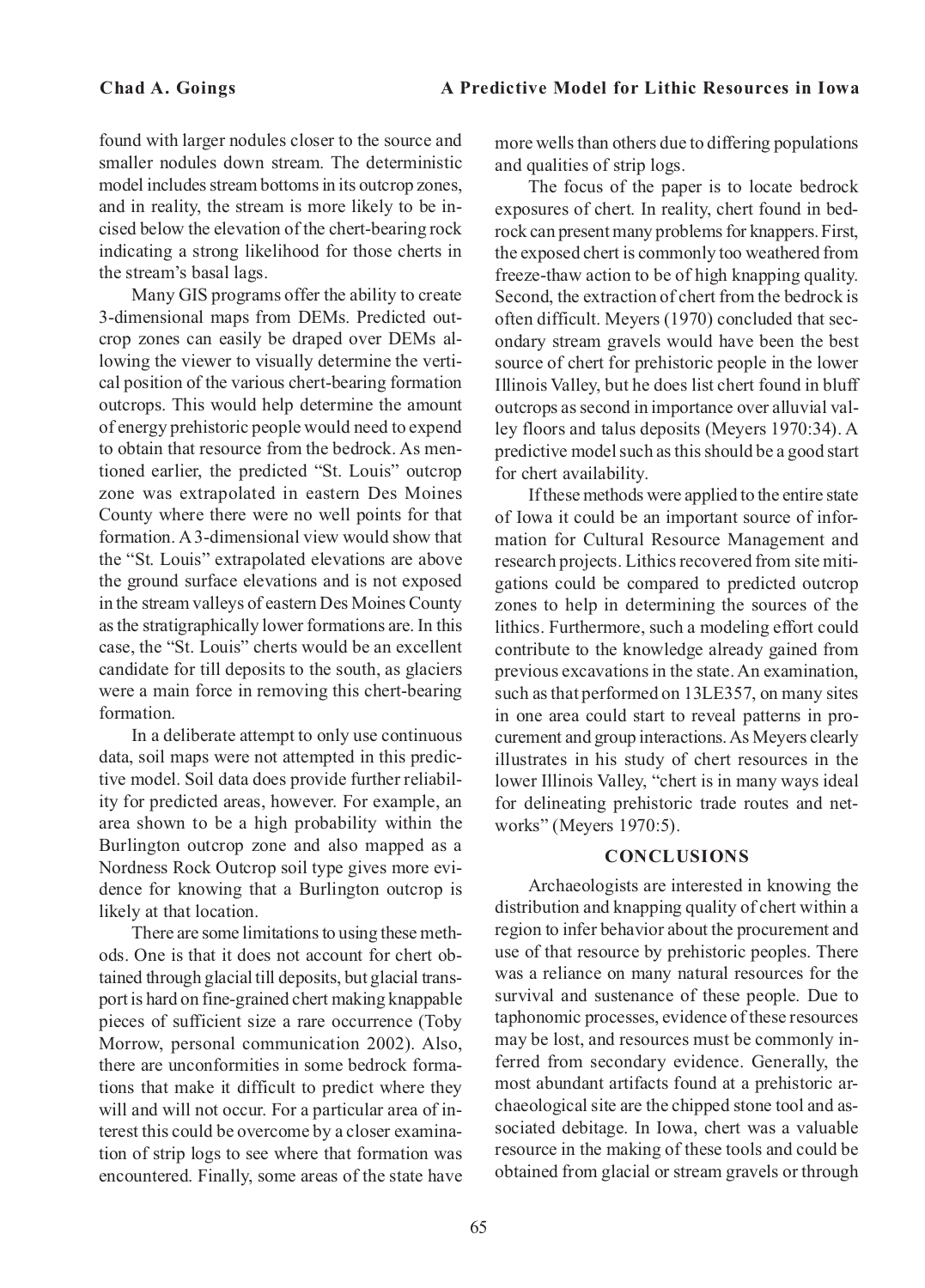found with larger nodules closer to the source and smaller nodules down stream. The deterministic model includes stream bottoms in its outcrop zones, and in reality, the stream is more likely to be incised below the elevation of the chert-bearing rock indicating a strong likelihood for those cherts in the stream's basal lags.

Many GIS programs offer the ability to create 3-dimensional maps from DEMs. Predicted outcrop zones can easily be draped over DEMs allowing the viewer to visually determine the vertical position of the various chert-bearing formation outcrops. This would help determine the amount of energy prehistoric people would need to expend to obtain that resource from the bedrock. As mentioned earlier, the predicted "St. Louis" outcrop zone was extrapolated in eastern Des Moines County where there were no well points for that formation. A 3-dimensional view would show that the "St. Louis" extrapolated elevations are above the ground surface elevations and is not exposed in the stream valleys of eastern Des Moines County as the stratigraphically lower formations are. In this case, the "St. Louis" cherts would be an excellent candidate for till deposits to the south, as glaciers were a main force in removing this chert-bearing formation.

In a deliberate attempt to only use continuous data, soil maps were not attempted in this predictive model. Soil data does provide further reliability for predicted areas, however. For example, an area shown to be a high probability within the Burlington outcrop zone and also mapped as a Nordness Rock Outcrop soil type gives more evidence for knowing that a Burlington outcrop is likely at that location.

There are some limitations to using these methods. One is that it does not account for chert obtained through glacial till deposits, but glacial transport is hard on fine-grained chert making knappable pieces of sufficient size a rare occurrence (Toby Morrow, personal communication 2002). Also, there are unconformities in some bedrock formations that make it difficult to predict where they will and will not occur. For a particular area of interest this could be overcome by a closer examination of strip logs to see where that formation was encountered. Finally, some areas of the state have more wells than others due to differing populations and qualities of strip logs.

The focus of the paper is to locate bedrock exposures of chert. In reality, chert found in bedrock can present many problems for knappers. First, the exposed chert is commonly too weathered from freeze-thaw action to be of high knapping quality. Second, the extraction of chert from the bedrock is often difficult. Meyers (1970) concluded that secondary stream gravels would have been the best source of chert for prehistoric people in the lower Illinois Valley, but he does list chert found in bluff outcrops as second in importance over alluvial valley floors and talus deposits (Meyers 1970:34). A predictive model such as this should be a good start for chert availability.

If these methods were applied to the entire state of Iowa it could be an important source of information for Cultural Resource Management and research projects. Lithics recovered from site mitigations could be compared to predicted outcrop zones to help in determining the sources of the lithics. Furthermore, such a modeling effort could contribute to the knowledge already gained from previous excavations in the state. An examination, such as that performed on 13LE357, on many sites in one area could start to reveal patterns in procurement and group interactions. As Meyers clearly illustrates in his study of chert resources in the lower Illinois Valley, "chert is in many ways ideal for delineating prehistoric trade routes and networks" (Meyers 1970:5).

## CONCLUSIONS

Archaeologists are interested in knowing the distribution and knapping quality of chert within a region to infer behavior about the procurement and use of that resource by prehistoric peoples. There was a reliance on many natural resources for the survival and sustenance of these people. Due to taphonomic processes, evidence of these resources may be lost, and resources must be commonly inferred from secondary evidence. Generally, the most abundant artifacts found at a prehistoric archaeological site are the chipped stone tool and associated debitage. In Iowa, chert was a valuable resource in the making of these tools and could be obtained from glacial or stream gravels or through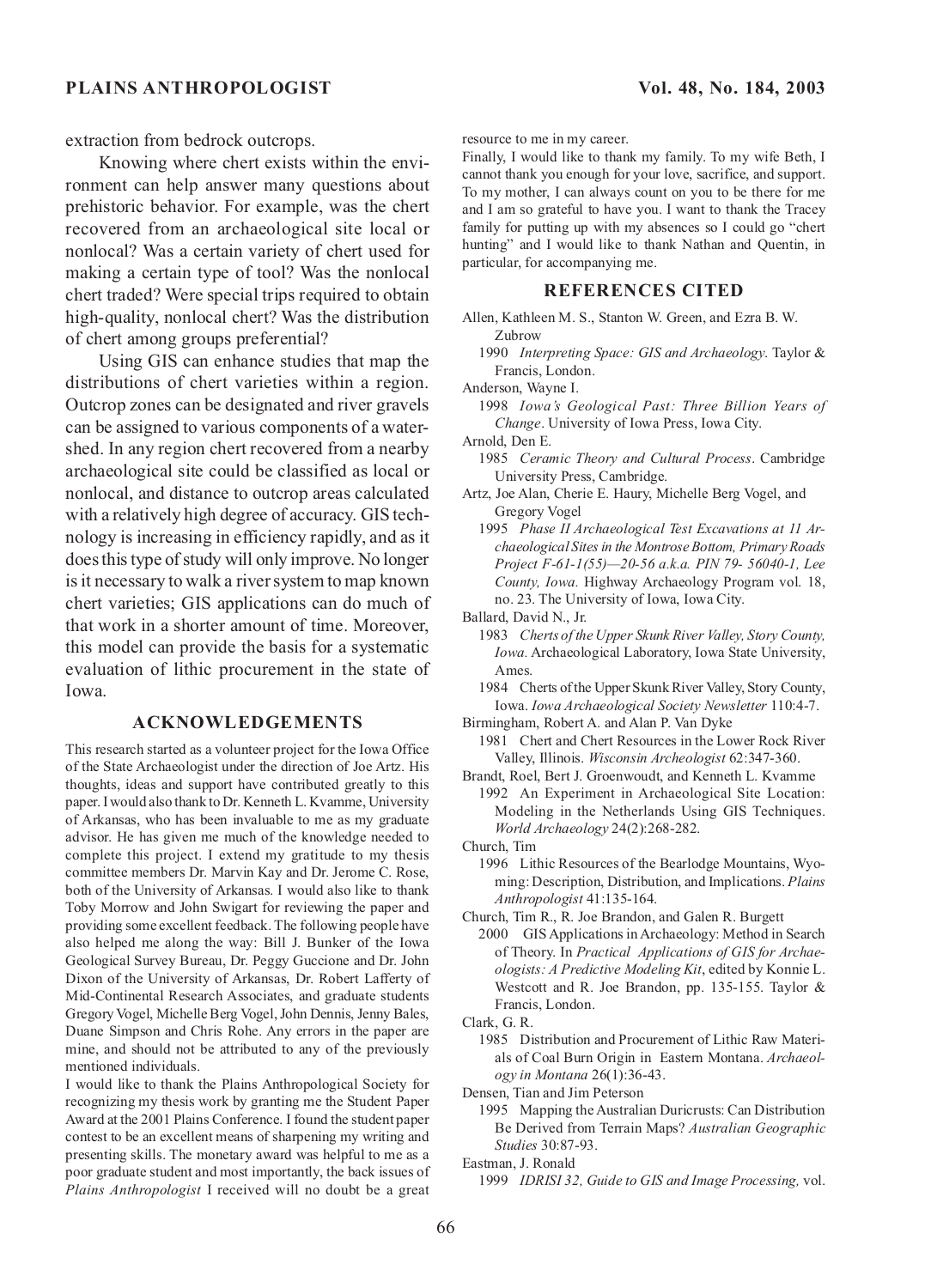extraction from bedrock outcrops.

Knowing where chert exists within the environment can help answer many questions about prehistoric behavior. For example, was the chert recovered from an archaeological site local or nonlocal? Was a certain variety of chert used for making a certain type of tool? Was the nonlocal chert traded? Were special trips required to obtain high-quality, nonlocal chert? Was the distribution of chert among groups preferential?

Using GIS can enhance studies that map the distributions of chert varieties within a region. Outcrop zones can be designated and river gravels can be assigned to various components of a watershed. In any region chert recovered from a nearby archaeological site could be classified as local or nonlocal, and distance to outcrop areas calculated with a relatively high degree of accuracy. GIS technology is increasing in efficiency rapidly, and as it does this type of study will only improve. No longer is it necessary to walk a river system to map known chert varieties; GIS applications can do much of that work in a shorter amount of time. Moreover, this model can provide the basis for a systematic evaluation of lithic procurement in the state of Iowa.

## ACKNOWLEDGEMENTS

This research started as a volunteer project for the Iowa Office of the State Archaeologist under the direction of Joe Artz. His thoughts, ideas and support have contributed greatly to this paper. I would also thank to Dr. Kenneth L. Kvamme, University of Arkansas, who has been invaluable to me as my graduate advisor. He has given me much of the knowledge needed to complete this project. I extend my gratitude to my thesis committee members Dr. Marvin Kay and Dr. Jerome C. Rose, both of the University of Arkansas. I would also like to thank Toby Morrow and John Swigart for reviewing the paper and providing some excellent feedback. The following people have also helped me along the way: Bill J. Bunker of the Iowa Geological Survey Bureau, Dr. Peggy Guccione and Dr. John Dixon of the University of Arkansas, Dr. Robert Lafferty of Mid-Continental Research Associates, and graduate students Gregory Vogel, Michelle Berg Vogel, John Dennis, Jenny Bales, Duane Simpson and Chris Rohe. Any errors in the paper are mine, and should not be attributed to any of the previously mentioned individuals.

I would like to thank the Plains Anthropological Society for recognizing my thesis work by granting me the Student Paper Award at the 2001 Plains Conference. I found the student paper contest to be an excellent means of sharpening my writing and presenting skills. The monetary award was helpful to me as a poor graduate student and most importantly, the back issues of *Plains Anthropologist* I received will no doubt be a great resource to me in my career.

Finally, I would like to thank my family. To my wife Beth, I cannot thank you enough for your love, sacrifice, and support. To my mother, I can always count on you to be there for me and I am so grateful to have you. I want to thank the Tracey family for putting up with my absences so I could go "chert hunting" and I would like to thank Nathan and Quentin, in particular, for accompanying me.

## REFERENCES CITED

Allen, Kathleen M. S., Stanton W. Green, and Ezra B. W. Zubrow
1990 *Interpreting Space: GIS and Archaeology*. Taylor & Francis, London.

Anderson, Wayne I.
1998 *Iowa's Geological Past: Three Billion Years of Change*. University of Iowa Press, Iowa City.

Arnold, Den E.
1985 *Ceramic Theory and Cultural Process*. Cambridge University Press, Cambridge.

Artz, Joe Alan, Cherie E. Haury, Michelle Berg Vogel, and Gregory Vogel
1995 *Phase II Archaeological Test Excavations at 11 Archaeological Sites in the Montrose Bottom, Primary Roads Project F-61-1(55)—20-56 a.k.a. PIN 79- 56040-1, Lee County, Iowa.* Highway Archaeology Program vol. 18, no. 23. The University of Iowa, Iowa City.

Ballard, David N., Jr.
1983 *Cherts of the Upper Skunk River Valley, Story County, Iowa.* Archaeological Laboratory, Iowa State University, Ames.
1984 Cherts of the Upper Skunk River Valley, Story County, Iowa. *Iowa Archaeological Society Newsletter* 110:4-7.

Birmingham, Robert A. and Alan P. Van Dyke
1981 Chert and Chert Resources in the Lower Rock River Valley, Illinois. *Wisconsin Archeologist* 62:347-360.

Brandt, Roel, Bert J. Groenwoudt, and Kenneth L. Kvamme
1992 An Experiment in Archaeological Site Location: Modeling in the Netherlands Using GIS Techniques. *World Archaeology* 24(2):268-282.

Church, Tim
1996 Lithic Resources of the Bearlodge Mountains, Wyoming: Description, Distribution, and Implications. *Plains Anthropologist* 41:135-164.

Church, Tim R., R. Joe Brandon, and Galen R. Burgett
2000 GIS Applications in Archaeology: Method in Search of Theory. In *Practical Applications of GIS for Archaeologists: A Predictive Modeling Kit*, edited by Konnie L. Westcott and R. Joe Brandon, pp. 135-155. Taylor & Francis, London.

Clark, G. R.
1985 Distribution and Procurement of Lithic Raw Materials of Coal Burn Origin in Eastern Montana. *Archaeology in Montana* 26(1):36-43.

Densen, Tian and Jim Peterson
1995 Mapping the Australian Duricrusts: Can Distribution Be Derived from Terrain Maps? *Australian Geographic Studies* 30:87-93.

Eastman, J. Ronald
1999 *IDRISI 32, Guide to GIS and Image Processing,* vol.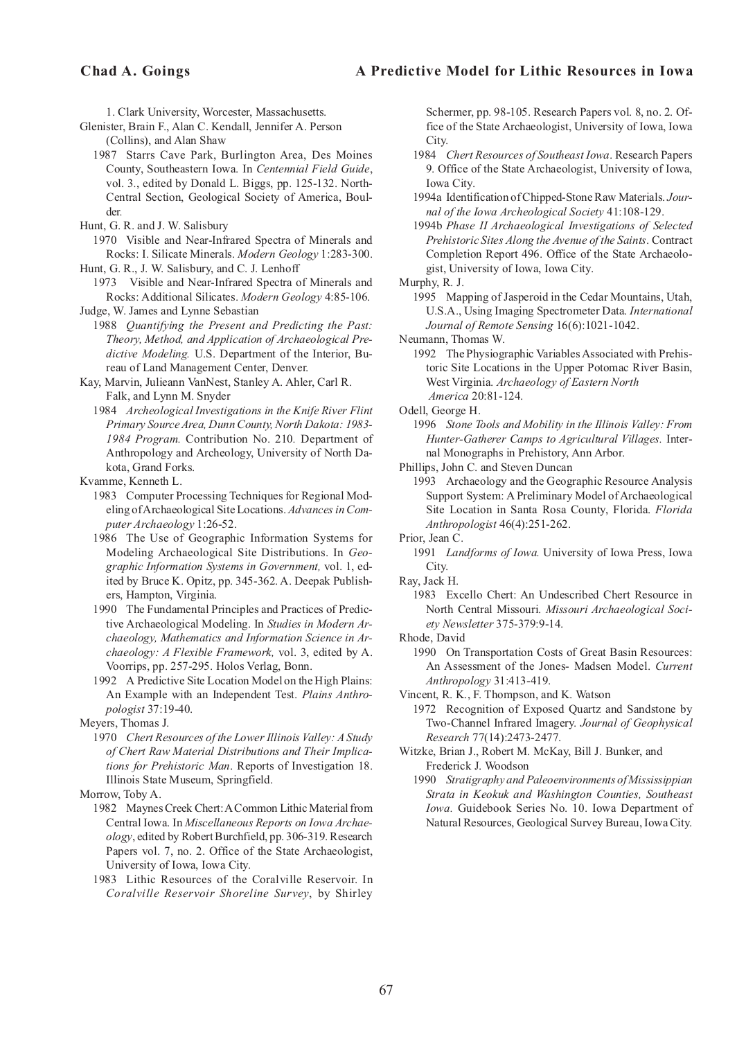1. Clark University, Worcester, Massachusetts.

Glenister, Brain F., Alan C. Kendall, Jennifer A. Person (Collins), and Alan Shaw

1987 Starrs Cave Park, Burlington Area, Des Moines County, Southeastern Iowa. In *Centennial Field Guide*, vol. 3., edited by Donald L. Biggs, pp. 125-132. North-Central Section, Geological Society of America, Boulder.

Hunt, G. R. and J. W. Salisbury

1970 Visible and Near-Infrared Spectra of Minerals and Rocks: I. Silicate Minerals. *Modern Geology* 1:283-300.

Hunt, G. R., J. W. Salisbury, and C. J. Lenhoff

1973 Visible and Near-Infrared Spectra of Minerals and Rocks: Additional Silicates. *Modern Geology* 4:85-106.

Judge, W. James and Lynne Sebastian

1988 *Quantifying the Present and Predicting the Past: Theory, Method, and Application of Archaeological Predictive Modeling.* U.S. Department of the Interior, Bureau of Land Management Center, Denver.

Kay, Marvin, Julieann VanNest, Stanley A. Ahler, Carl R. Falk, and Lynn M. Snyder

1984 *Archeological Investigations in the Knife River Flint Primary Source Area, Dunn County, North Dakota: 1983-1984 Program.* Contribution No. 210. Department of Anthropology and Archeology, University of North Dakota, Grand Forks.

Kvamme, Kenneth L.

1983 Computer Processing Techniques for Regional Modeling of Archaeological Site Locations. *Advances in Computer Archaeology* 1:26-52.

1986 The Use of Geographic Information Systems for Modeling Archaeological Site Distributions. In *Geographic Information Systems in Government,* vol. 1, edited by Bruce K. Opitz, pp. 345-362. A. Deepak Publishers, Hampton, Virginia.

1990 The Fundamental Principles and Practices of Predictive Archaeological Modeling. In *Studies in Modern Archaeology, Mathematics and Information Science in Archaeology: A Flexible Framework,* vol. 3, edited by A. Voorrips, pp. 257-295. Holos Verlag, Bonn.

1992 A Predictive Site Location Model on the High Plains: An Example with an Independent Test. *Plains Anthropologist* 37:19-40.

Meyers, Thomas J.

1970 *Chert Resources of the Lower Illinois Valley: A Study of Chert Raw Material Distributions and Their Implications for Prehistoric Man*. Reports of Investigation 18. Illinois State Museum, Springfield.

Morrow, Toby A.

1982 Maynes Creek Chert: A Common Lithic Material from Central Iowa. In *Miscellaneous Reports on Iowa Archaeology*, edited by Robert Burchfield, pp. 306-319. Research Papers vol. 7, no. 2. Office of the State Archaeologist, University of Iowa, Iowa City.

1983 Lithic Resources of the Coralville Reservoir. In *Coralville Reservoir Shoreline Survey*, by Shirley Schermer, pp. 98-105. Research Papers vol. 8, no. 2. Office of the State Archaeologist, University of Iowa, Iowa City.

1984 *Chert Resources of Southeast Iowa*. Research Papers 9. Office of the State Archaeologist, University of Iowa, Iowa City.

1994a Identification of Chipped-Stone Raw Materials. *Journal of the Iowa Archeological Society* 41:108-129.

1994b *Phase II Archaeological Investigations of Selected Prehistoric Sites Along the Avenue of the Saints*. Contract Completion Report 496. Office of the State Archaeologist, University of Iowa, Iowa City.

Murphy, R. J.

1995 Mapping of Jasperoid in the Cedar Mountains, Utah, U.S.A., Using Imaging Spectrometer Data. *International Journal of Remote Sensing* 16(6):1021-1042.

Neumann, Thomas W.

1992 The Physiographic Variables Associated with Prehistoric Site Locations in the Upper Potomac River Basin, West Virginia. *Archaeology of Eastern North America* 20:81-124.

Odell, George H.

1996 *Stone Tools and Mobility in the Illinois Valley: From Hunter-Gatherer Camps to Agricultural Villages.* Internal Monographs in Prehistory, Ann Arbor.

Phillips, John C. and Steven Duncan

1993 Archaeology and the Geographic Resource Analysis Support System: A Preliminary Model of Archaeological Site Location in Santa Rosa County, Florida. *Florida Anthropologist* 46(4):251-262.

Prior, Jean C.

1991 *Landforms of Iowa.* University of Iowa Press, Iowa City.

Ray, Jack H.

1983 Excello Chert: An Undescribed Chert Resource in North Central Missouri. *Missouri Archaeological Society Newsletter* 375-379:9-14.

Rhode, David

1990 On Transportation Costs of Great Basin Resources: An Assessment of the Jones- Madsen Model. *Current Anthropology* 31:413-419.

Vincent, R. K., F. Thompson, and K. Watson

1972 Recognition of Exposed Quartz and Sandstone by Two-Channel Infrared Imagery. *Journal of Geophysical Research* 77(14):2473-2477.

Witzke, Brian J., Robert M. McKay, Bill J. Bunker, and Frederick J. Woodson

1990 *Stratigraphy and Paleoenvironments of Mississippian Strata in Keokuk and Washington Counties, Southeast Iowa.* Guidebook Series No. 10. Iowa Department of Natural Resources, Geological Survey Bureau, Iowa City.